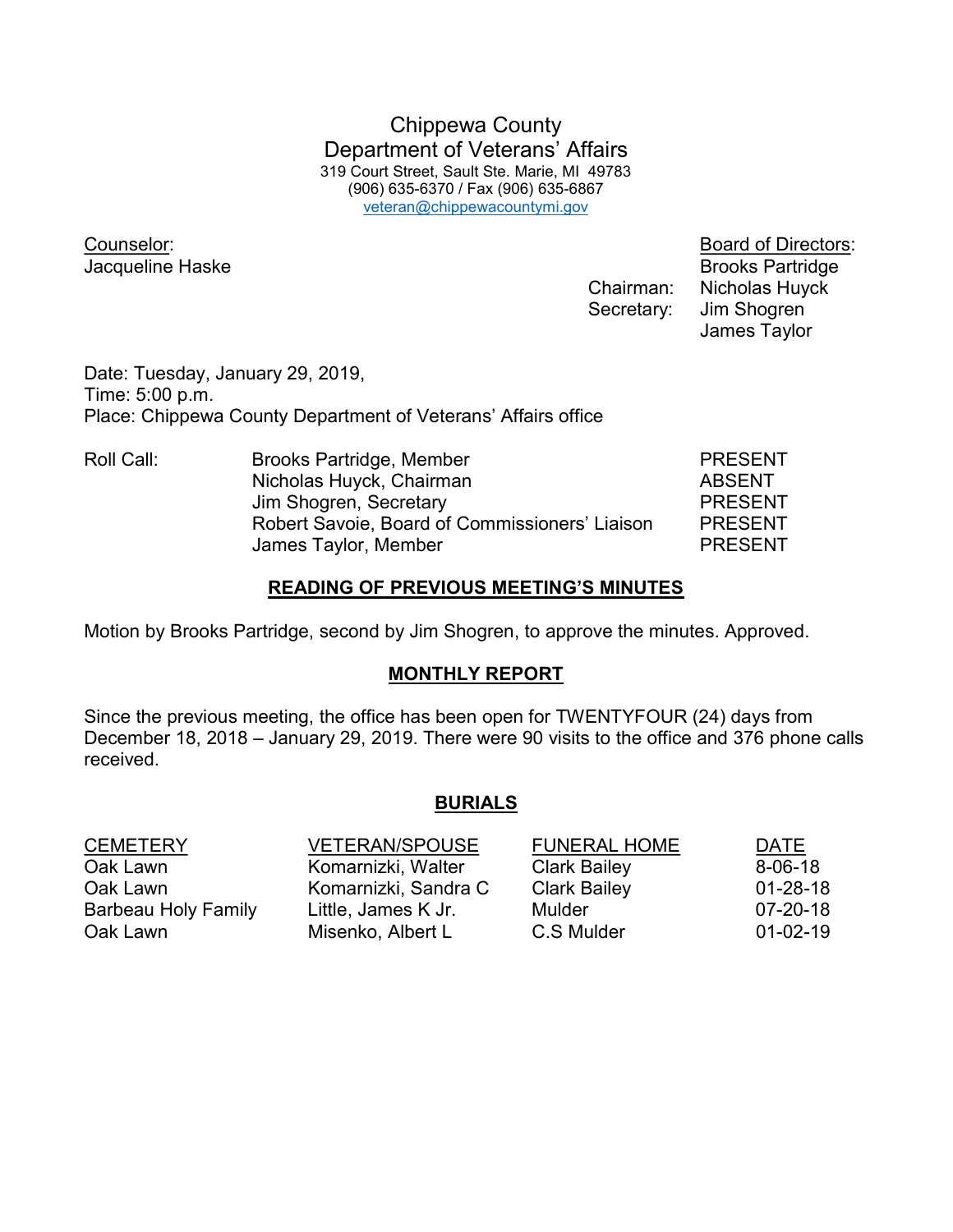# Chippewa County
## Department of Veterans' Affairs

319 Court Street, Sault Ste. Marie, MI 49783
(906) 635-6370 / Fax (906) 635-6867
veteran@chippewacountymi.gov

Counselor:
Jacqueline Haske

Board of Directors:
Brooks Partridge
Chairman: Nicholas Huyck
Secretary: Jim Shogren
James Taylor

Date: Tuesday, January 29, 2019,
Time: 5:00 p.m.
Place: Chippewa County Department of Veterans' Affairs office

| Roll Call: | | |
|---|---|---|
| | Brooks Partridge, Member | PRESENT |
| | Nicholas Huyck, Chairman | ABSENT |
| | Jim Shogren, Secretary | PRESENT |
| | Robert Savoie, Board of Commissioners' Liaison | PRESENT |
| | James Taylor, Member | PRESENT |

## READING OF PREVIOUS MEETING'S MINUTES

Motion by Brooks Partridge, second by Jim Shogren, to approve the minutes. Approved.

## MONTHLY REPORT

Since the previous meeting, the office has been open for TWENTYFOUR (24) days from December 18, 2018 – January 29, 2019. There were 90 visits to the office and 376 phone calls received.

## BURIALS

| CEMETERY | VETERAN/SPOUSE | FUNERAL HOME | DATE |
|---|---|---|---|
| Oak Lawn | Komarnizki, Walter | Clark Bailey | 8-06-18 |
| Oak Lawn | Komarnizki, Sandra C | Clark Bailey | 01-28-18 |
| Barbeau Holy Family | Little, James K Jr. | Mulder | 07-20-18 |
| Oak Lawn | Misenko, Albert L | C.S Mulder | 01-02-19 |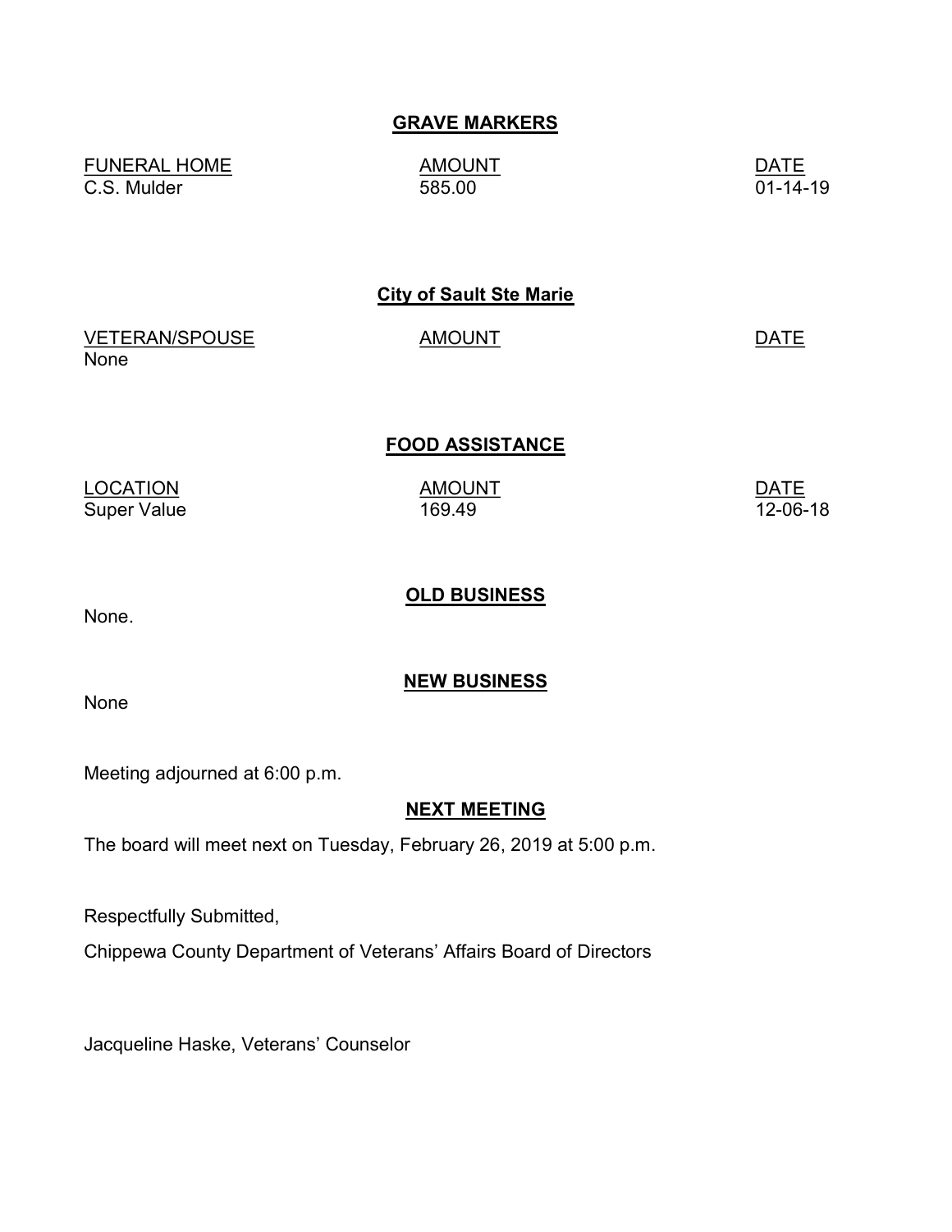## GRAVE MARKERS

| FUNERAL HOME | AMOUNT | DATE |
|---|---|---|
| C.S. Mulder | 585.00 | 01-14-19 |

## City of Sault Ste Marie

| VETERAN/SPOUSE | AMOUNT | DATE |
|---|---|---|
| None | | |

## FOOD ASSISTANCE

| LOCATION | AMOUNT | DATE |
|---|---|---|
| Super Value | 169.49 | 12-06-18 |

## OLD BUSINESS

None.

## NEW BUSINESS

None

Meeting adjourned at 6:00 p.m.

## NEXT MEETING

The board will meet next on Tuesday, February 26, 2019 at 5:00 p.m.

Respectfully Submitted,

Chippewa County Department of Veterans' Affairs Board of Directors

Jacqueline Haske, Veterans' Counselor